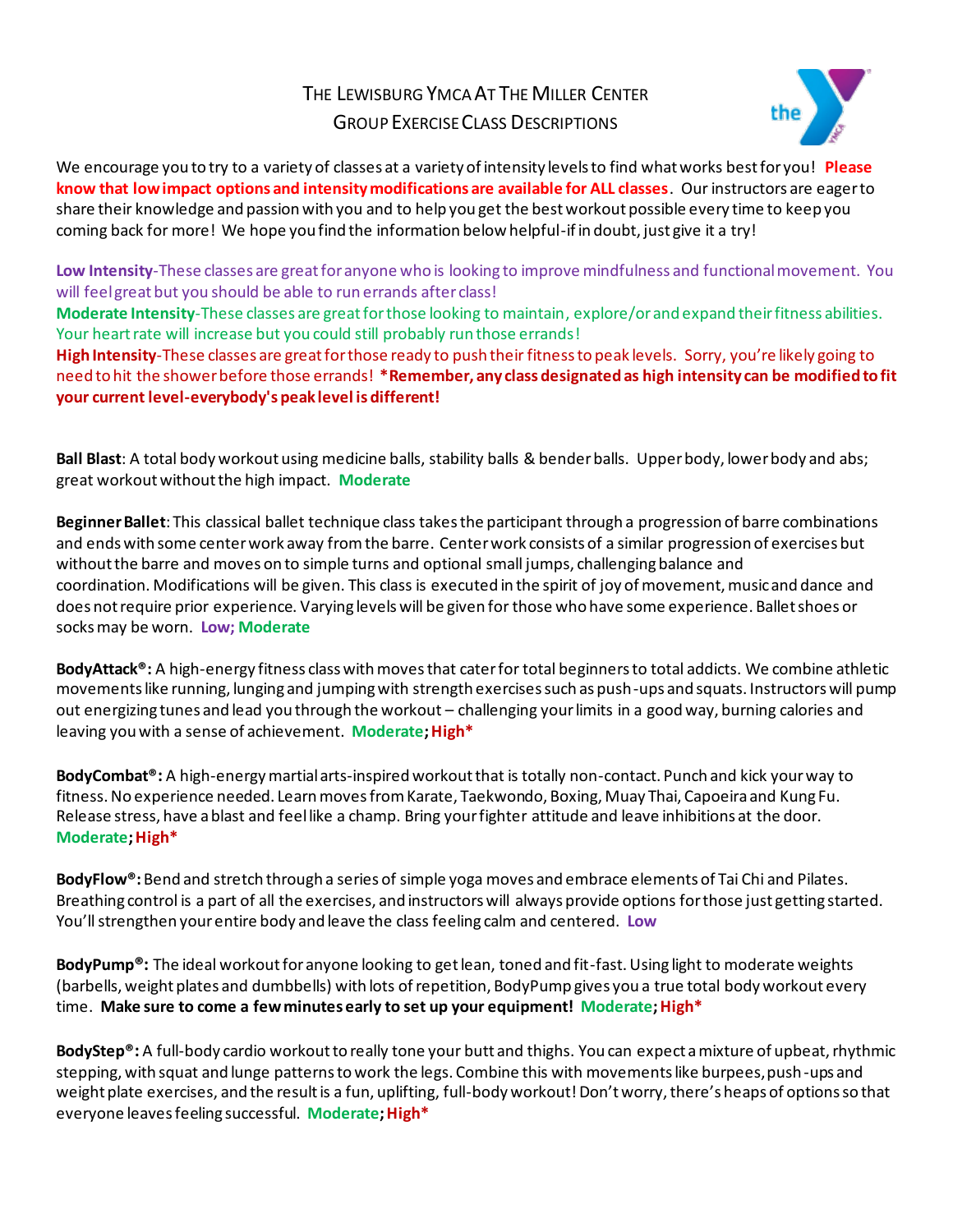# The Lewisburg YMCA At The Miller Center
## Group Exercise Class Descriptions

We encourage you to try to a variety of classes at a variety of intensity levels to find what works best for you! **Please know that low impact options and intensity modifications are available for ALL classes**. Our instructors are eager to share their knowledge and passion with you and to help you get the best workout possible every time to keep you coming back for more! We hope you find the information below helpful-if in doubt, just give it a try!

**Low Intensity**-These classes are great for anyone who is looking to improve mindfulness and functional movement. You will feel great but you should be able to run errands after class!
**Moderate Intensity**-These classes are great for those looking to maintain, explore/or and expand their fitness abilities. Your heart rate will increase but you could still probably run those errands!
**High Intensity**-These classes are great for those ready to push their fitness to peak levels. Sorry, you're likely going to need to hit the shower before those errands! ***Remember, any class designated as high intensity can be modified to fit your current level-everybody's peak level is different!**

**Ball Blast**: A total body workout using medicine balls, stability balls & bender balls. Upper body, lower body and abs; great workout without the high impact. **Moderate**

**Beginner Ballet**: This classical ballet technique class takes the participant through a progression of barre combinations and ends with some center work away from the barre. Center work consists of a similar progression of exercises but without the barre and moves on to simple turns and optional small jumps, challenging balance and coordination. Modifications will be given. This class is executed in the spirit of joy of movement, music and dance and does not require prior experience. Varying levels will be given for those who have some experience. Ballet shoes or socks may be worn. **Low; Moderate**

**BodyAttack®:** A high-energy fitness class with moves that cater for total beginners to total addicts. We combine athletic movements like running, lunging and jumping with strength exercises such as push-ups and squats. Instructors will pump out energizing tunes and lead you through the workout – challenging your limits in a good way, burning calories and leaving you with a sense of achievement. **Moderate; High***

**BodyCombat®:** A high-energy martial arts-inspired workout that is totally non-contact. Punch and kick your way to fitness. No experience needed. Learn moves from Karate, Taekwondo, Boxing, Muay Thai, Capoeira and Kung Fu. Release stress, have a blast and feel like a champ. Bring your fighter attitude and leave inhibitions at the door. **Moderate; High***

**BodyFlow®:** Bend and stretch through a series of simple yoga moves and embrace elements of Tai Chi and Pilates. Breathing control is a part of all the exercises, and instructors will always provide options for those just getting started. You'll strengthen your entire body and leave the class feeling calm and centered. **Low**

**BodyPump®:** The ideal workout for anyone looking to get lean, toned and fit-fast. Using light to moderate weights (barbells, weight plates and dumbbells) with lots of repetition, BodyPump gives you a true total body workout every time. **Make sure to come a few minutes early to set up your equipment! Moderate; High***

**BodyStep®:** A full-body cardio workout to really tone your butt and thighs. You can expect a mixture of upbeat, rhythmic stepping, with squat and lunge patterns to work the legs. Combine this with movements like burpees, push-ups and weight plate exercises, and the result is a fun, uplifting, full-body workout! Don't worry, there's heaps of options so that everyone leaves feeling successful. **Moderate; High***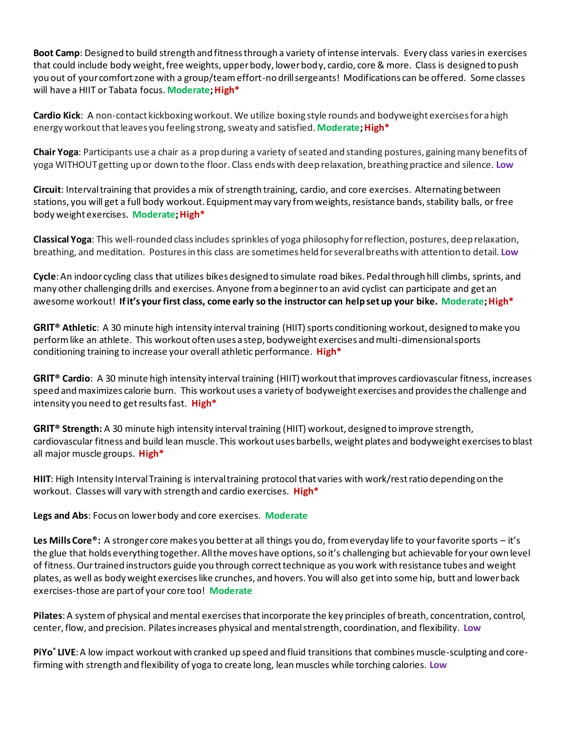**Boot Camp**: Designed to build strength and fitness through a variety of intense intervals. Every class varies in exercises that could include body weight, free weights, upper body, lower body, cardio, core & more. Class is designed to push you out of your comfort zone with a group/team effort-no drill sergeants! Modifications can be offered. Some classes will have a HIIT or Tabata focus. **Moderate**; **High***

**Cardio Kick**: A non-contact kickboxing workout. We utilize boxing style rounds and bodyweight exercises for a high energy workout that leaves you feeling strong, sweaty and satisfied. **Moderate**; **High***

**Chair Yoga**: Participants use a chair as a prop during a variety of seated and standing postures, gaining many benefits of yoga WITHOUT getting up or down to the floor. Class ends with deep relaxation, breathing practice and silence. **Low**

**Circuit**: Interval training that provides a mix of strength training, cardio, and core exercises. Alternating between stations, you will get a full body workout. Equipment may vary from weights, resistance bands, stability balls, or free body weight exercises. **Moderate**; **High***

**Classical Yoga**: This well-rounded class includes sprinkles of yoga philosophy for reflection, postures, deep relaxation, breathing, and meditation. Postures in this class are sometimes held for several breaths with attention to detail. **Low**

**Cycle**: An indoor cycling class that utilizes bikes designed to simulate road bikes. Pedal through hill climbs, sprints, and many other challenging drills and exercises. Anyone from a beginner to an avid cyclist can participate and get an awesome workout! **If it's your first class, come early so the instructor can help set up your bike.** **Moderate**; **High***

**GRIT® Athletic**: A 30 minute high intensity interval training (HIIT) sports conditioning workout, designed to make you perform like an athlete. This workout often uses a step, bodyweight exercises and multi-dimensional sports conditioning training to increase your overall athletic performance. **High***

**GRIT® Cardio**: A 30 minute high intensity interval training (HIIT) workout that improves cardiovascular fitness, increases speed and maximizes calorie burn. This workout uses a variety of bodyweight exercises and provides the challenge and intensity you need to get results fast. **High***

**GRIT® Strength:** A 30 minute high intensity interval training (HIIT) workout, designed to improve strength, cardiovascular fitness and build lean muscle. This workout uses barbells, weight plates and bodyweight exercises to blast all major muscle groups. **High***

**HIIT**: High Intensity Interval Training is interval training protocol that varies with work/rest ratio depending on the workout. Classes will vary with strength and cardio exercises. **High***

**Legs and Abs**: Focus on lower body and core exercises. **Moderate**

**Les Mills Core®:** A stronger core makes you better at all things you do, from everyday life to your favorite sports – it's the glue that holds everything together. All the moves have options, so it's challenging but achievable for your own level of fitness. Our trained instructors guide you through correct technique as you work with resistance tubes and weight plates, as well as body weight exercises like crunches, and hovers. You will also get into some hip, butt and lower back exercises-those are part of your core too! **Moderate**

**Pilates**: A system of physical and mental exercises that incorporate the key principles of breath, concentration, control, center, flow, and precision. Pilates increases physical and mental strength, coordination, and flexibility. **Low**

**PiYo® LIVE**: A low impact workout with cranked up speed and fluid transitions that combines muscle-sculpting and core-firming with strength and flexibility of yoga to create long, lean muscles while torching calories. **Low**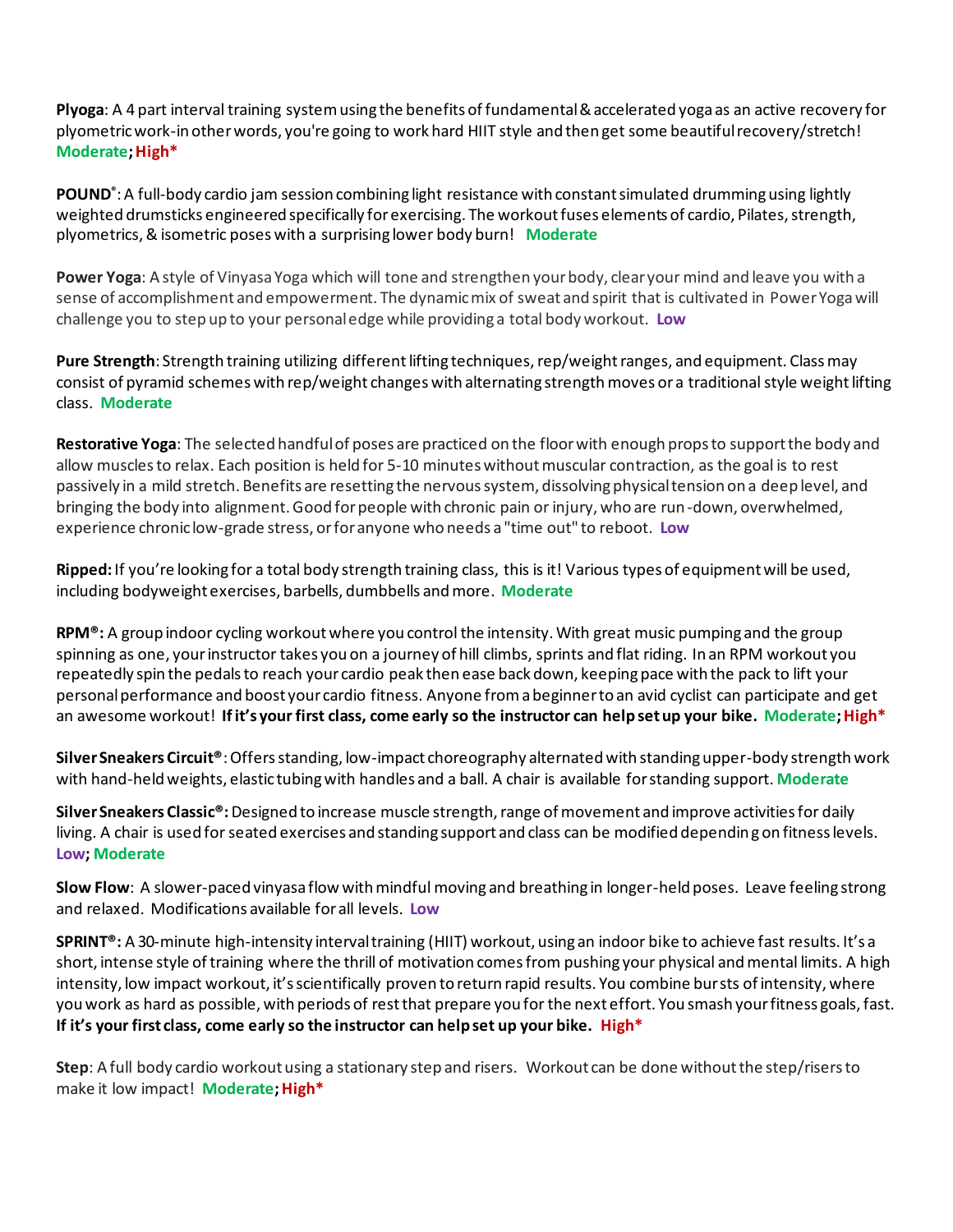**Plyoga**: A 4 part interval training system using the benefits of fundamental & accelerated yoga as an active recovery for plyometric work-in other words, you're going to work hard HIIT style and then get some beautiful recovery/stretch! **Moderate**; **High***

**POUND**®: A full-body cardio jam session combining light resistance with constant simulated drumming using lightly weighted drumsticks engineered specifically for exercising. The workout fuses elements of cardio, Pilates, strength, plyometrics, & isometric poses with a surprising lower body burn! **Moderate**

**Power Yoga**: A style of Vinyasa Yoga which will tone and strengthen your body, clear your mind and leave you with a sense of accomplishment and empowerment. The dynamic mix of sweat and spirit that is cultivated in Power Yoga will challenge you to step up to your personal edge while providing a total body workout. **Low**

**Pure Strength**: Strength training utilizing different lifting techniques, rep/weight ranges, and equipment. Class may consist of pyramid schemes with rep/weight changes with alternating strength moves or a traditional style weight lifting class. **Moderate**

**Restorative Yoga**: The selected handful of poses are practiced on the floor with enough props to support the body and allow muscles to relax. Each position is held for 5-10 minutes without muscular contraction, as the goal is to rest passively in a mild stretch. Benefits are resetting the nervous system, dissolving physical tension on a deep level, and bringing the body into alignment. Good for people with chronic pain or injury, who are run-down, overwhelmed, experience chronic low-grade stress, or for anyone who needs a "time out" to reboot. **Low**

**Ripped:** If you're looking for a total body strength training class, this is it! Various types of equipment will be used, including bodyweight exercises, barbells, dumbbells and more. **Moderate**

**RPM®:** A group indoor cycling workout where you control the intensity. With great music pumping and the group spinning as one, your instructor takes you on a journey of hill climbs, sprints and flat riding. In an RPM workout you repeatedly spin the pedals to reach your cardio peak then ease back down, keeping pace with the pack to lift your personal performance and boost your cardio fitness. Anyone from a beginner to an avid cyclist can participate and get an awesome workout! **If it's your first class, come early so the instructor can help set up your bike.** **Moderate**; **High***

**Silver Sneakers Circuit®**: Offers standing, low-impact choreography alternated with standing upper-body strength work with hand-held weights, elastic tubing with handles and a ball. A chair is available for standing support. **Moderate**

**Silver Sneakers Classic®:** Designed to increase muscle strength, range of movement and improve activities for daily living. A chair is used for seated exercises and standing support and class can be modified depending on fitness levels. **Low**; **Moderate**

**Slow Flow**: A slower-paced vinyasa flow with mindful moving and breathing in longer-held poses. Leave feeling strong and relaxed. Modifications available for all levels. **Low**

**SPRINT®:** A 30-minute high-intensity interval training (HIIT) workout, using an indoor bike to achieve fast results. It's a short, intense style of training where the thrill of motivation comes from pushing your physical and mental limits. A high intensity, low impact workout, it's scientifically proven to return rapid results. You combine bursts of intensity, where you work as hard as possible, with periods of rest that prepare you for the next effort. You smash your fitness goals, fast. **If it's your first class, come early so the instructor can help set up your bike.** **High***

**Step**: A full body cardio workout using a stationary step and risers. Workout can be done without the step/risers to make it low impact! **Moderate**; **High***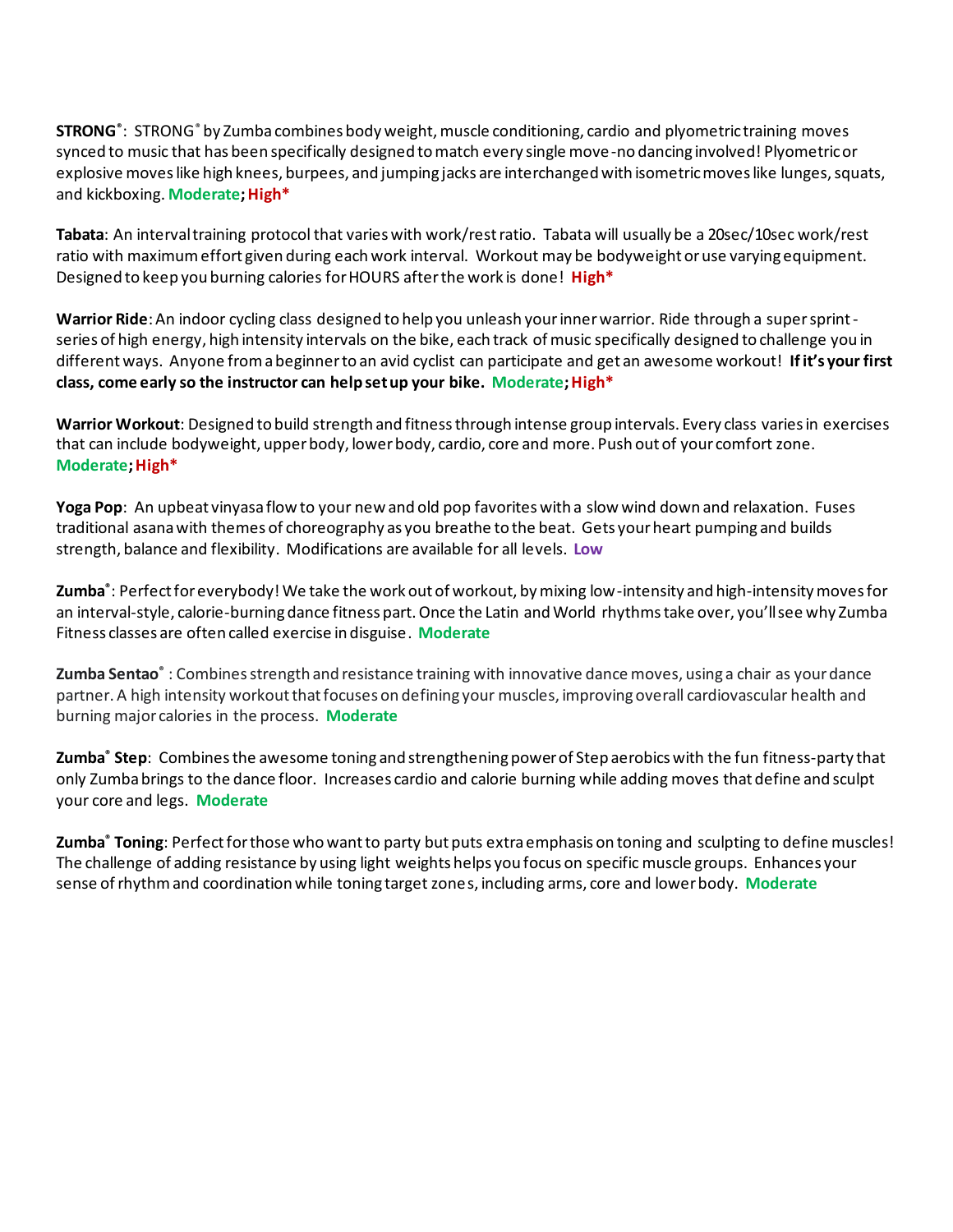**STRONG®**: STRONG® by Zumba combines body weight, muscle conditioning, cardio and plyometric training moves synced to music that has been specifically designed to match every single move - no dancing involved! Plyometric or explosive moves like high knees, burpees, and jumping jacks are interchanged with isometric moves like lunges, squats, and kickboxing. **Moderate; High***

**Tabata**: An interval training protocol that varies with work/rest ratio. Tabata will usually be a 20sec/10sec work/rest ratio with maximum effort given during each work interval. Workout may be bodyweight or use varying equipment. Designed to keep you burning calories for HOURS after the work is done! **High***

**Warrior Ride**: An indoor cycling class designed to help you unleash your inner warrior. Ride through a super sprint-series of high energy, high intensity intervals on the bike, each track of music specifically designed to challenge you in different ways. Anyone from a beginner to an avid cyclist can participate and get an awesome workout! **If it's your first class, come early so the instructor can help set up your bike.** **Moderate; High***

**Warrior Workout**: Designed to build strength and fitness through intense group intervals. Every class varies in exercises that can include bodyweight, upper body, lower body, cardio, core and more. Push out of your comfort zone. **Moderate; High***

**Yoga Pop**: An upbeat vinyasa flow to your new and old pop favorites with a slow wind down and relaxation. Fuses traditional asana with themes of choreography as you breathe to the beat. Gets your heart pumping and builds strength, balance and flexibility. Modifications are available for all levels. **Low**

**Zumba®**: Perfect for everybody! We take the work out of workout, by mixing low-intensity and high-intensity moves for an interval-style, calorie-burning dance fitness part. Once the Latin and World rhythms take over, you'll see why Zumba Fitness classes are often called exercise in disguise. **Moderate**

**Zumba Sentao®** : Combines strength and resistance training with innovative dance moves, using a chair as your dance partner. A high intensity workout that focuses on defining your muscles, improving overall cardiovascular health and burning major calories in the process. **Moderate**

**Zumba® Step**: Combines the awesome toning and strengthening power of Step aerobics with the fun fitness-party that only Zumba brings to the dance floor. Increases cardio and calorie burning while adding moves that define and sculpt your core and legs. **Moderate**

**Zumba® Toning**: Perfect for those who want to party but puts extra emphasis on toning and sculpting to define muscles! The challenge of adding resistance by using light weights helps you focus on specific muscle groups. Enhances your sense of rhythm and coordination while toning target zones, including arms, core and lower body. **Moderate**